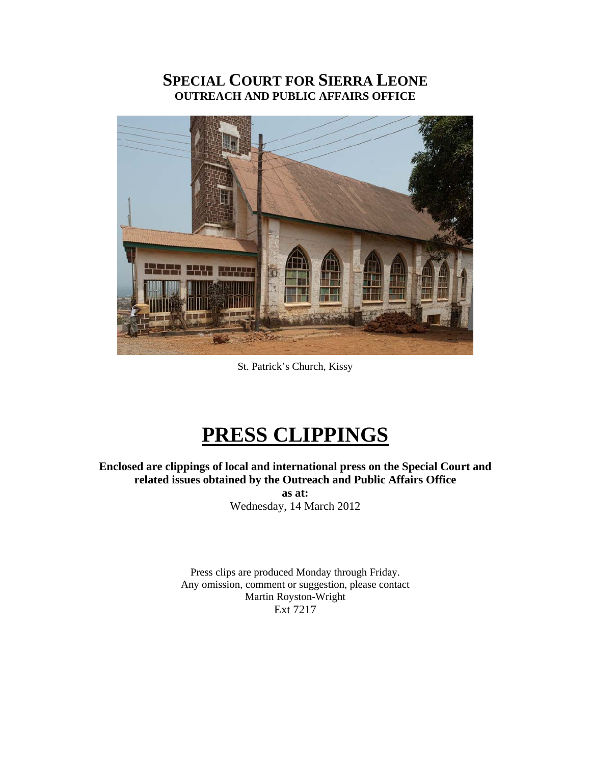# SPECIAL COURT FOR SIERRA LEONE
## OUTREACH AND PUBLIC AFFAIRS OFFICE

St. Patrick's Church, Kissy

# PRESS CLIPPINGS

**Enclosed are clippings of local and international press on the Special Court and related issues obtained by the Outreach and Public Affairs Office**

**as at:**

Wednesday, 14 March 2012

Press clips are produced Monday through Friday.
Any omission, comment or suggestion, please contact
Martin Royston-Wright
Ext 7217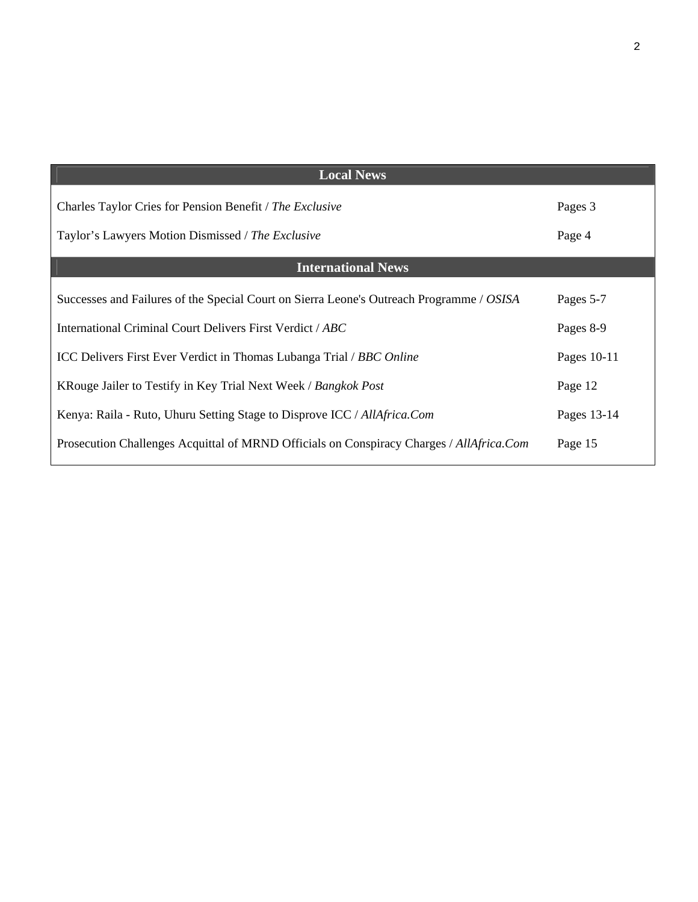| Local News | |
|---|---|
| Charles Taylor Cries for Pension Benefit / *The Exclusive* | Pages 3 |
| Taylor’s Lawyers Motion Dismissed / *The Exclusive* | Page 4 |
| **International News** | |
| Successes and Failures of the Special Court on Sierra Leone's Outreach Programme / *OSISA* | Pages 5-7 |
| International Criminal Court Delivers First Verdict / *ABC* | Pages 8-9 |
| ICC Delivers First Ever Verdict in Thomas Lubanga Trial / *BBC Online* | Pages 10-11 |
| KRouge Jailer to Testify in Key Trial Next Week / *Bangkok Post* | Page 12 |
| Kenya: Raila - Ruto, Uhuru Setting Stage to Disprove ICC / *AllAfrica.Com* | Pages 13-14 |
| Prosecution Challenges Acquittal of MRND Officials on Conspiracy Charges / *AllAfrica.Com* | Page 15 |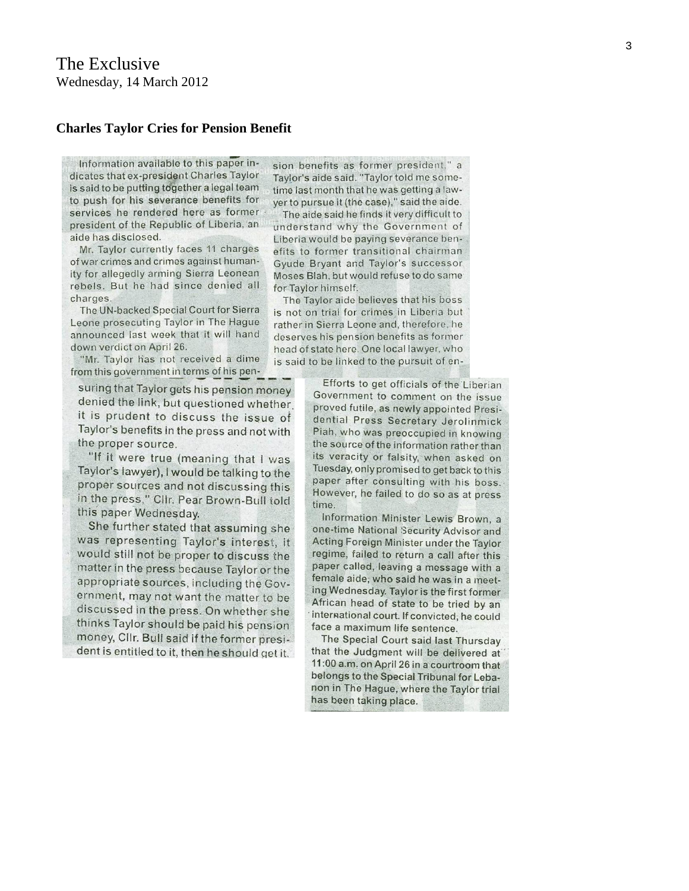The Exclusive
Wednesday, 14 March 2012

**Charles Taylor Cries for Pension Benefit**

Information available to this paper indicates that ex-president Charles Taylor is said to be putting together a legal team to push for his severance benefits for services he rendered here as former president of the Republic of Liberia, an aide has disclosed.

Mr. Taylor currently faces 11 charges of war crimes and crimes against humanity for allegedly arming Sierra Leonean rebels. But he had since denied all charges.

The UN-backed Special Court for Sierra Leone prosecuting Taylor in The Hague announced last week that it will hand down verdict on April 26.

"Mr. Taylor has not received a dime from this government in terms of his pension benefits as former president," a Taylor's aide said. "Taylor told me sometime last month that he was getting a lawyer to pursue it (the case)," said the aide.

The aide said he finds it very difficult to understand why the Government of Liberia would be paying severance benefits to former transitional chairman Gyude Bryant and Taylor's successor Moses Blah, but would refuse to do same for Taylor himself.

The Taylor aide believes that his boss is not on trial for crimes in Liberia but rather in Sierra Leone and, therefore, he deserves his pension benefits as former head of state here. One local lawyer, who is said to be linked to the pursuit of ensuring that Taylor gets his pension money denied the link, but questioned whether it is prudent to discuss the issue of Taylor's benefits in the press and not with the proper source.

"If it were true (meaning that I was Taylor's lawyer), I would be talking to the proper sources and not discussing this in the press," Cllr. Pear Brown-Bull told this paper Wednesday.

She further stated that assuming she was representing Taylor's interest, it would still not be proper to discuss the matter in the press because Taylor or the appropriate sources, including the Government, may not want the matter to be discussed in the press. On whether she thinks Taylor should be paid his pension money, Cllr. Bull said if the former president is entitled to it, then he should get it.

Efforts to get officials of the Liberian Government to comment on the issue proved futile, as newly appointed Presidential Press Secretary Jerolinmick Piah, who was preoccupied in knowing the source of the information rather than its veracity or falsity, when asked on Tuesday, only promised to get back to this paper after consulting with his boss. However, he failed to do so as at press time.

Information Minister Lewis Brown, a one-time National Security Advisor and Acting Foreign Minister under the Taylor regime, failed to return a call after this paper called, leaving a message with a female aide, who said he was in a meeting Wednesday. Taylor is the first former African head of state to be tried by an international court. If convicted, he could face a maximum life sentence.

The Special Court said last Thursday that the Judgment will be delivered at 11:00 a.m. on April 26 in a courtroom that belongs to the Special Tribunal for Lebanon in The Hague, where the Taylor trial has been taking place.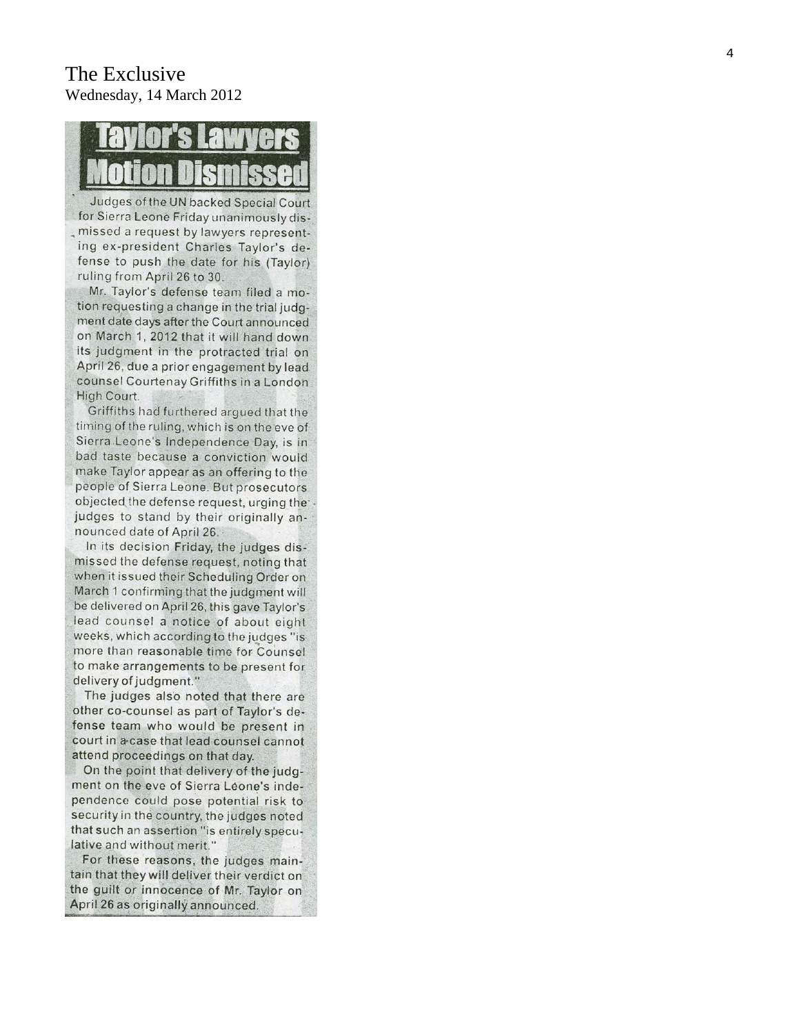The Exclusive
Wednesday, 14 March 2012

# Taylor's Lawyers Motion Dismissed

Judges of the UN backed Special Court for Sierra Leone Friday unanimously dismissed a request by lawyers representing ex-president Charles Taylor's defense to push the date for his (Taylor) ruling from April 26 to 30.

Mr. Taylor's defense team filed a motion requesting a change in the trial judgment date days after the Court announced on March 1, 2012 that it will hand down its judgment in the protracted trial on April 26, due a prior engagement by lead counsel Courtenay Griffiths in a London High Court.

Griffiths had furthered argued that the timing of the ruling, which is on the eve of Sierra Leone's Independence Day, is in bad taste because a conviction would make Taylor appear as an offering to the people of Sierra Leone. But prosecutors objected the defense request, urging the judges to stand by their originally announced date of April 26.

In its decision Friday, the judges dismissed the defense request, noting that when it issued their Scheduling Order on March 1 confirming that the judgment will be delivered on April 26, this gave Taylor's lead counsel a notice of about eight weeks, which according to the judges "is more than reasonable time for Counsel to make arrangements to be present for delivery of judgment."

The judges also noted that there are other co-counsel as part of Taylor's defense team who would be present in court in a case that lead counsel cannot attend proceedings on that day.

On the point that delivery of the judgment on the eve of Sierra Léone's independence could pose potential risk to security in the country, the judges noted that such an assertion "is entirely speculative and without merit."

For these reasons, the judges maintain that they will deliver their verdict on the guilt or innocence of Mr. Taylor on April 26 as originally announced.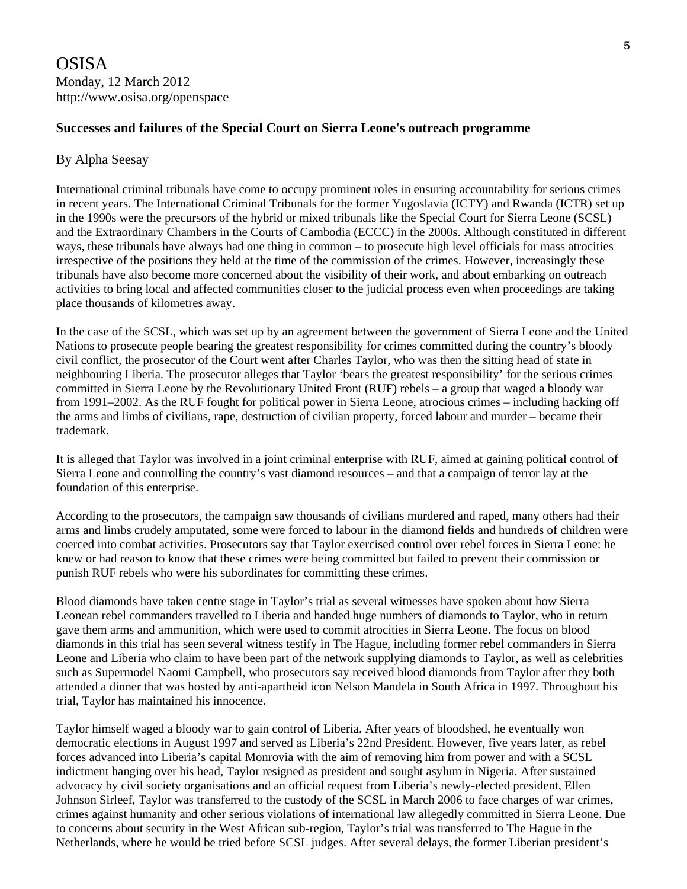# OSISA

Monday, 12 March 2012
http://www.osisa.org/openspace

**Successes and failures of the Special Court on Sierra Leone's outreach programme**

By Alpha Seesay

International criminal tribunals have come to occupy prominent roles in ensuring accountability for serious crimes in recent years. The International Criminal Tribunals for the former Yugoslavia (ICTY) and Rwanda (ICTR) set up in the 1990s were the precursors of the hybrid or mixed tribunals like the Special Court for Sierra Leone (SCSL) and the Extraordinary Chambers in the Courts of Cambodia (ECCC) in the 2000s. Although constituted in different ways, these tribunals have always had one thing in common – to prosecute high level officials for mass atrocities irrespective of the positions they held at the time of the commission of the crimes. However, increasingly these tribunals have also become more concerned about the visibility of their work, and about embarking on outreach activities to bring local and affected communities closer to the judicial process even when proceedings are taking place thousands of kilometres away.

In the case of the SCSL, which was set up by an agreement between the government of Sierra Leone and the United Nations to prosecute people bearing the greatest responsibility for crimes committed during the country's bloody civil conflict, the prosecutor of the Court went after Charles Taylor, who was then the sitting head of state in neighbouring Liberia. The prosecutor alleges that Taylor 'bears the greatest responsibility' for the serious crimes committed in Sierra Leone by the Revolutionary United Front (RUF) rebels – a group that waged a bloody war from 1991–2002. As the RUF fought for political power in Sierra Leone, atrocious crimes – including hacking off the arms and limbs of civilians, rape, destruction of civilian property, forced labour and murder – became their trademark.

It is alleged that Taylor was involved in a joint criminal enterprise with RUF, aimed at gaining political control of Sierra Leone and controlling the country's vast diamond resources – and that a campaign of terror lay at the foundation of this enterprise.

According to the prosecutors, the campaign saw thousands of civilians murdered and raped, many others had their arms and limbs crudely amputated, some were forced to labour in the diamond fields and hundreds of children were coerced into combat activities. Prosecutors say that Taylor exercised control over rebel forces in Sierra Leone: he knew or had reason to know that these crimes were being committed but failed to prevent their commission or punish RUF rebels who were his subordinates for committing these crimes.

Blood diamonds have taken centre stage in Taylor's trial as several witnesses have spoken about how Sierra Leonean rebel commanders travelled to Liberia and handed huge numbers of diamonds to Taylor, who in return gave them arms and ammunition, which were used to commit atrocities in Sierra Leone. The focus on blood diamonds in this trial has seen several witness testify in The Hague, including former rebel commanders in Sierra Leone and Liberia who claim to have been part of the network supplying diamonds to Taylor, as well as celebrities such as Supermodel Naomi Campbell, who prosecutors say received blood diamonds from Taylor after they both attended a dinner that was hosted by anti-apartheid icon Nelson Mandela in South Africa in 1997. Throughout his trial, Taylor has maintained his innocence.

Taylor himself waged a bloody war to gain control of Liberia. After years of bloodshed, he eventually won democratic elections in August 1997 and served as Liberia's 22nd President. However, five years later, as rebel forces advanced into Liberia's capital Monrovia with the aim of removing him from power and with a SCSL indictment hanging over his head, Taylor resigned as president and sought asylum in Nigeria. After sustained advocacy by civil society organisations and an official request from Liberia's newly-elected president, Ellen Johnson Sirleef, Taylor was transferred to the custody of the SCSL in March 2006 to face charges of war crimes, crimes against humanity and other serious violations of international law allegedly committed in Sierra Leone. Due to concerns about security in the West African sub-region, Taylor's trial was transferred to The Hague in the Netherlands, where he would be tried before SCSL judges. After several delays, the former Liberian president's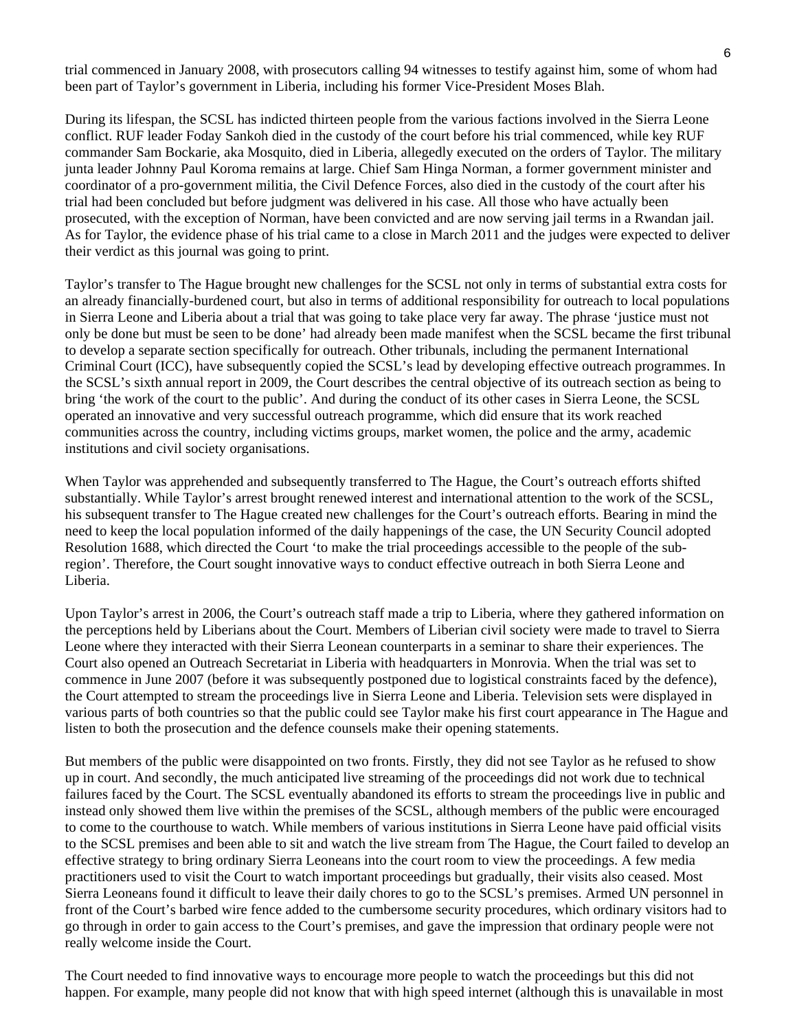trial commenced in January 2008, with prosecutors calling 94 witnesses to testify against him, some of whom had been part of Taylor's government in Liberia, including his former Vice-President Moses Blah.

During its lifespan, the SCSL has indicted thirteen people from the various factions involved in the Sierra Leone conflict. RUF leader Foday Sankoh died in the custody of the court before his trial commenced, while key RUF commander Sam Bockarie, aka Mosquito, died in Liberia, allegedly executed on the orders of Taylor. The military junta leader Johnny Paul Koroma remains at large. Chief Sam Hinga Norman, a former government minister and coordinator of a pro-government militia, the Civil Defence Forces, also died in the custody of the court after his trial had been concluded but before judgment was delivered in his case. All those who have actually been prosecuted, with the exception of Norman, have been convicted and are now serving jail terms in a Rwandan jail. As for Taylor, the evidence phase of his trial came to a close in March 2011 and the judges were expected to deliver their verdict as this journal was going to print.

Taylor's transfer to The Hague brought new challenges for the SCSL not only in terms of substantial extra costs for an already financially-burdened court, but also in terms of additional responsibility for outreach to local populations in Sierra Leone and Liberia about a trial that was going to take place very far away. The phrase 'justice must not only be done but must be seen to be done' had already been made manifest when the SCSL became the first tribunal to develop a separate section specifically for outreach. Other tribunals, including the permanent International Criminal Court (ICC), have subsequently copied the SCSL's lead by developing effective outreach programmes. In the SCSL's sixth annual report in 2009, the Court describes the central objective of its outreach section as being to bring 'the work of the court to the public'. And during the conduct of its other cases in Sierra Leone, the SCSL operated an innovative and very successful outreach programme, which did ensure that its work reached communities across the country, including victims groups, market women, the police and the army, academic institutions and civil society organisations.

When Taylor was apprehended and subsequently transferred to The Hague, the Court's outreach efforts shifted substantially. While Taylor's arrest brought renewed interest and international attention to the work of the SCSL, his subsequent transfer to The Hague created new challenges for the Court's outreach efforts. Bearing in mind the need to keep the local population informed of the daily happenings of the case, the UN Security Council adopted Resolution 1688, which directed the Court 'to make the trial proceedings accessible to the people of the sub-region'. Therefore, the Court sought innovative ways to conduct effective outreach in both Sierra Leone and Liberia.

Upon Taylor's arrest in 2006, the Court's outreach staff made a trip to Liberia, where they gathered information on the perceptions held by Liberians about the Court. Members of Liberian civil society were made to travel to Sierra Leone where they interacted with their Sierra Leonean counterparts in a seminar to share their experiences. The Court also opened an Outreach Secretariat in Liberia with headquarters in Monrovia. When the trial was set to commence in June 2007 (before it was subsequently postponed due to logistical constraints faced by the defence), the Court attempted to stream the proceedings live in Sierra Leone and Liberia. Television sets were displayed in various parts of both countries so that the public could see Taylor make his first court appearance in The Hague and listen to both the prosecution and the defence counsels make their opening statements.

But members of the public were disappointed on two fronts. Firstly, they did not see Taylor as he refused to show up in court. And secondly, the much anticipated live streaming of the proceedings did not work due to technical failures faced by the Court. The SCSL eventually abandoned its efforts to stream the proceedings live in public and instead only showed them live within the premises of the SCSL, although members of the public were encouraged to come to the courthouse to watch. While members of various institutions in Sierra Leone have paid official visits to the SCSL premises and been able to sit and watch the live stream from The Hague, the Court failed to develop an effective strategy to bring ordinary Sierra Leoneans into the court room to view the proceedings. A few media practitioners used to visit the Court to watch important proceedings but gradually, their visits also ceased. Most Sierra Leoneans found it difficult to leave their daily chores to go to the SCSL's premises. Armed UN personnel in front of the Court's barbed wire fence added to the cumbersome security procedures, which ordinary visitors had to go through in order to gain access to the Court's premises, and gave the impression that ordinary people were not really welcome inside the Court.

The Court needed to find innovative ways to encourage more people to watch the proceedings but this did not happen. For example, many people did not know that with high speed internet (although this is unavailable in most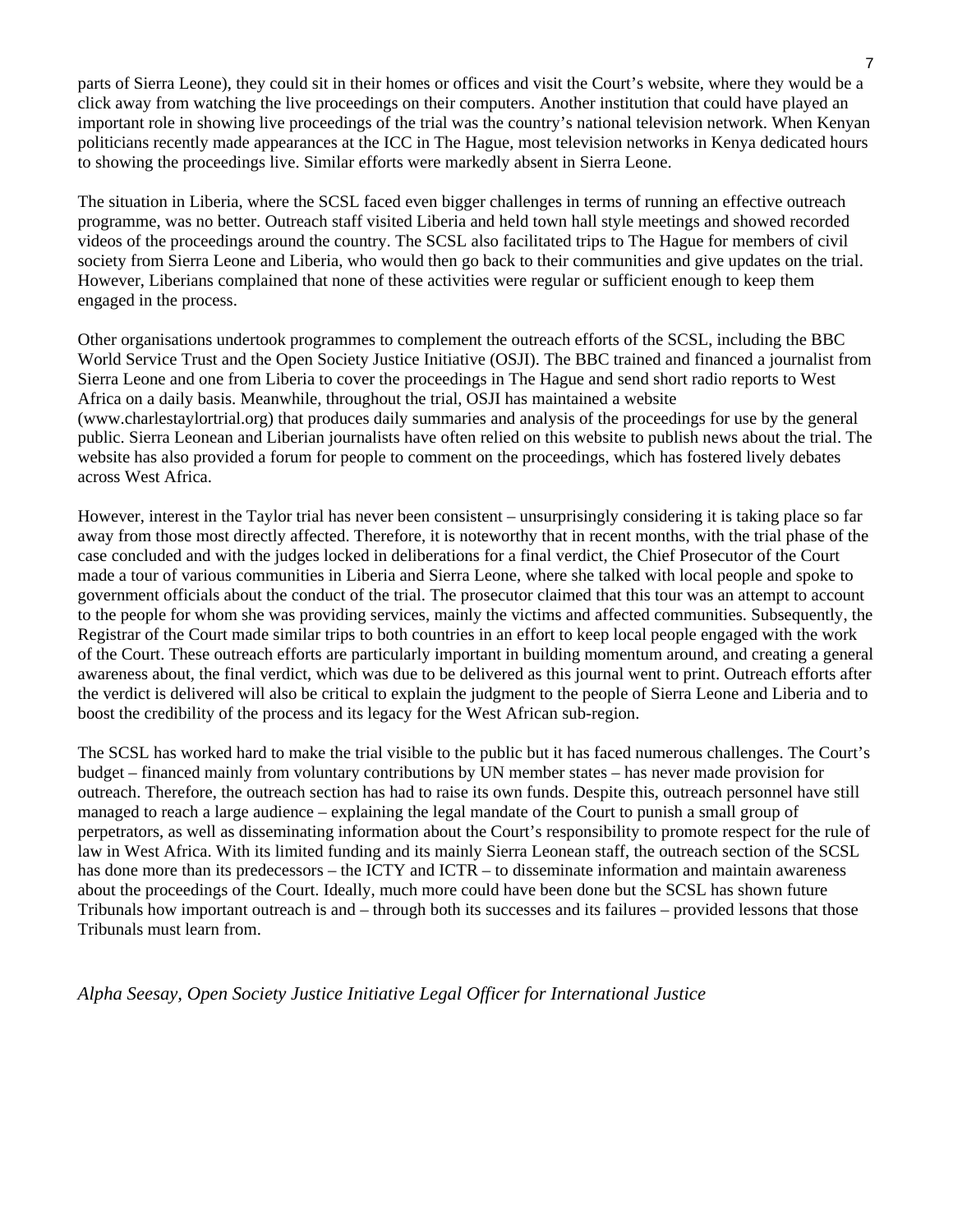parts of Sierra Leone), they could sit in their homes or offices and visit the Court's website, where they would be a click away from watching the live proceedings on their computers. Another institution that could have played an important role in showing live proceedings of the trial was the country's national television network. When Kenyan politicians recently made appearances at the ICC in The Hague, most television networks in Kenya dedicated hours to showing the proceedings live. Similar efforts were markedly absent in Sierra Leone.

The situation in Liberia, where the SCSL faced even bigger challenges in terms of running an effective outreach programme, was no better. Outreach staff visited Liberia and held town hall style meetings and showed recorded videos of the proceedings around the country. The SCSL also facilitated trips to The Hague for members of civil society from Sierra Leone and Liberia, who would then go back to their communities and give updates on the trial. However, Liberians complained that none of these activities were regular or sufficient enough to keep them engaged in the process.

Other organisations undertook programmes to complement the outreach efforts of the SCSL, including the BBC World Service Trust and the Open Society Justice Initiative (OSJI). The BBC trained and financed a journalist from Sierra Leone and one from Liberia to cover the proceedings in The Hague and send short radio reports to West Africa on a daily basis. Meanwhile, throughout the trial, OSJI has maintained a website (www.charlestaylortrial.org) that produces daily summaries and analysis of the proceedings for use by the general public. Sierra Leonean and Liberian journalists have often relied on this website to publish news about the trial. The website has also provided a forum for people to comment on the proceedings, which has fostered lively debates across West Africa.

However, interest in the Taylor trial has never been consistent – unsurprisingly considering it is taking place so far away from those most directly affected. Therefore, it is noteworthy that in recent months, with the trial phase of the case concluded and with the judges locked in deliberations for a final verdict, the Chief Prosecutor of the Court made a tour of various communities in Liberia and Sierra Leone, where she talked with local people and spoke to government officials about the conduct of the trial. The prosecutor claimed that this tour was an attempt to account to the people for whom she was providing services, mainly the victims and affected communities. Subsequently, the Registrar of the Court made similar trips to both countries in an effort to keep local people engaged with the work of the Court. These outreach efforts are particularly important in building momentum around, and creating a general awareness about, the final verdict, which was due to be delivered as this journal went to print. Outreach efforts after the verdict is delivered will also be critical to explain the judgment to the people of Sierra Leone and Liberia and to boost the credibility of the process and its legacy for the West African sub-region.

The SCSL has worked hard to make the trial visible to the public but it has faced numerous challenges. The Court's budget – financed mainly from voluntary contributions by UN member states – has never made provision for outreach. Therefore, the outreach section has had to raise its own funds. Despite this, outreach personnel have still managed to reach a large audience – explaining the legal mandate of the Court to punish a small group of perpetrators, as well as disseminating information about the Court's responsibility to promote respect for the rule of law in West Africa. With its limited funding and its mainly Sierra Leonean staff, the outreach section of the SCSL has done more than its predecessors – the ICTY and ICTR – to disseminate information and maintain awareness about the proceedings of the Court. Ideally, much more could have been done but the SCSL has shown future Tribunals how important outreach is and – through both its successes and its failures – provided lessons that those Tribunals must learn from.

*Alpha Seesay, Open Society Justice Initiative Legal Officer for International Justice*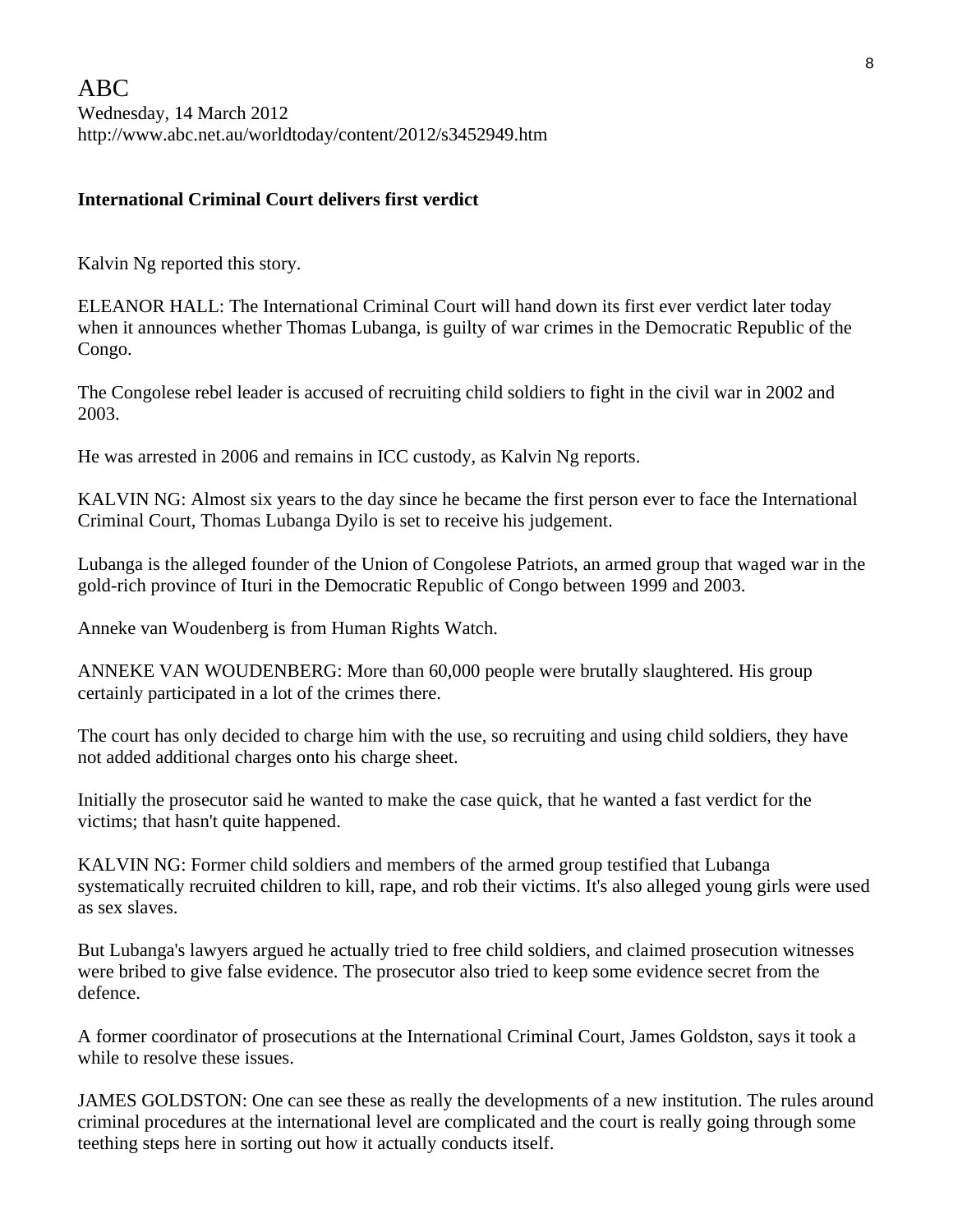ABC

Wednesday, 14 March 2012

http://www.abc.net.au/worldtoday/content/2012/s3452949.htm

**International Criminal Court delivers first verdict**

Kalvin Ng reported this story.

ELEANOR HALL: The International Criminal Court will hand down its first ever verdict later today when it announces whether Thomas Lubanga, is guilty of war crimes in the Democratic Republic of the Congo.

The Congolese rebel leader is accused of recruiting child soldiers to fight in the civil war in 2002 and 2003.

He was arrested in 2006 and remains in ICC custody, as Kalvin Ng reports.

KALVIN NG: Almost six years to the day since he became the first person ever to face the International Criminal Court, Thomas Lubanga Dyilo is set to receive his judgement.

Lubanga is the alleged founder of the Union of Congolese Patriots, an armed group that waged war in the gold-rich province of Ituri in the Democratic Republic of Congo between 1999 and 2003.

Anneke van Woudenberg is from Human Rights Watch.

ANNEKE VAN WOUDENBERG: More than 60,000 people were brutally slaughtered. His group certainly participated in a lot of the crimes there.

The court has only decided to charge him with the use, so recruiting and using child soldiers, they have not added additional charges onto his charge sheet.

Initially the prosecutor said he wanted to make the case quick, that he wanted a fast verdict for the victims; that hasn't quite happened.

KALVIN NG: Former child soldiers and members of the armed group testified that Lubanga systematically recruited children to kill, rape, and rob their victims. It's also alleged young girls were used as sex slaves.

But Lubanga's lawyers argued he actually tried to free child soldiers, and claimed prosecution witnesses were bribed to give false evidence. The prosecutor also tried to keep some evidence secret from the defence.

A former coordinator of prosecutions at the International Criminal Court, James Goldston, says it took a while to resolve these issues.

JAMES GOLDSTON: One can see these as really the developments of a new institution. The rules around criminal procedures at the international level are complicated and the court is really going through some teething steps here in sorting out how it actually conducts itself.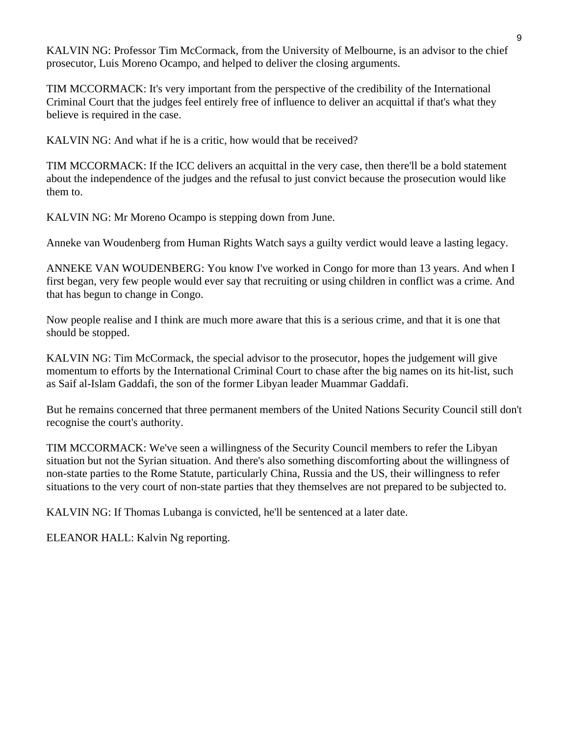KALVIN NG: Professor Tim McCormack, from the University of Melbourne, is an advisor to the chief prosecutor, Luis Moreno Ocampo, and helped to deliver the closing arguments.

TIM MCCORMACK: It's very important from the perspective of the credibility of the International Criminal Court that the judges feel entirely free of influence to deliver an acquittal if that's what they believe is required in the case.

KALVIN NG: And what if he is a critic, how would that be received?

TIM MCCORMACK: If the ICC delivers an acquittal in the very case, then there'll be a bold statement about the independence of the judges and the refusal to just convict because the prosecution would like them to.

KALVIN NG: Mr Moreno Ocampo is stepping down from June.

Anneke van Woudenberg from Human Rights Watch says a guilty verdict would leave a lasting legacy.

ANNEKE VAN WOUDENBERG: You know I've worked in Congo for more than 13 years. And when I first began, very few people would ever say that recruiting or using children in conflict was a crime. And that has begun to change in Congo.

Now people realise and I think are much more aware that this is a serious crime, and that it is one that should be stopped.

KALVIN NG: Tim McCormack, the special advisor to the prosecutor, hopes the judgement will give momentum to efforts by the International Criminal Court to chase after the big names on its hit-list, such as Saif al-Islam Gaddafi, the son of the former Libyan leader Muammar Gaddafi.

But he remains concerned that three permanent members of the United Nations Security Council still don't recognise the court's authority.

TIM MCCORMACK: We've seen a willingness of the Security Council members to refer the Libyan situation but not the Syrian situation. And there's also something discomforting about the willingness of non-state parties to the Rome Statute, particularly China, Russia and the US, their willingness to refer situations to the very court of non-state parties that they themselves are not prepared to be subjected to.

KALVIN NG: If Thomas Lubanga is convicted, he'll be sentenced at a later date.

ELEANOR HALL: Kalvin Ng reporting.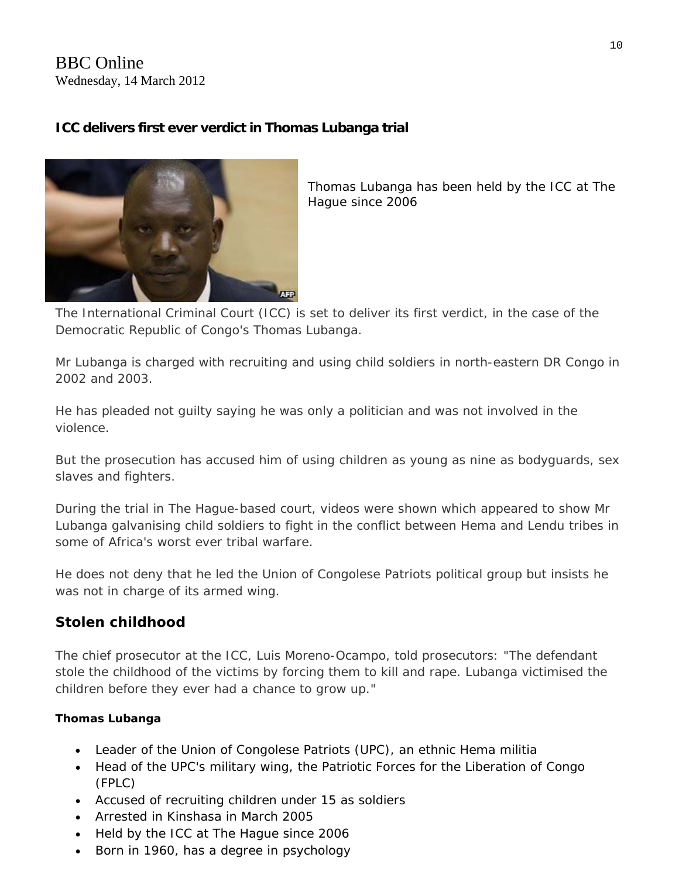BBC Online
Wednesday, 14 March 2012

**ICC delivers first ever verdict in Thomas Lubanga trial**

Thomas Lubanga has been held by the ICC at The Hague since 2006

The International Criminal Court (ICC) is set to deliver its first verdict, in the case of the Democratic Republic of Congo's Thomas Lubanga.

Mr Lubanga is charged with recruiting and using child soldiers in north-eastern DR Congo in 2002 and 2003.

He has pleaded not guilty saying he was only a politician and was not involved in the violence.

But the prosecution has accused him of using children as young as nine as bodyguards, sex slaves and fighters.

During the trial in The Hague-based court, videos were shown which appeared to show Mr Lubanga galvanising child soldiers to fight in the conflict between Hema and Lendu tribes in some of Africa's worst ever tribal warfare.

He does not deny that he led the Union of Congolese Patriots political group but insists he was not in charge of its armed wing.

## Stolen childhood

The chief prosecutor at the ICC, Luis Moreno-Ocampo, told prosecutors: "The defendant stole the childhood of the victims by forcing them to kill and rape. Lubanga victimised the children before they ever had a chance to grow up."

**Thomas Lubanga**

- Leader of the Union of Congolese Patriots (UPC), an ethnic Hema militia
- Head of the UPC's military wing, the Patriotic Forces for the Liberation of Congo (FPLC)
- Accused of recruiting children under 15 as soldiers
- Arrested in Kinshasa in March 2005
- Held by the ICC at The Hague since 2006
- Born in 1960, has a degree in psychology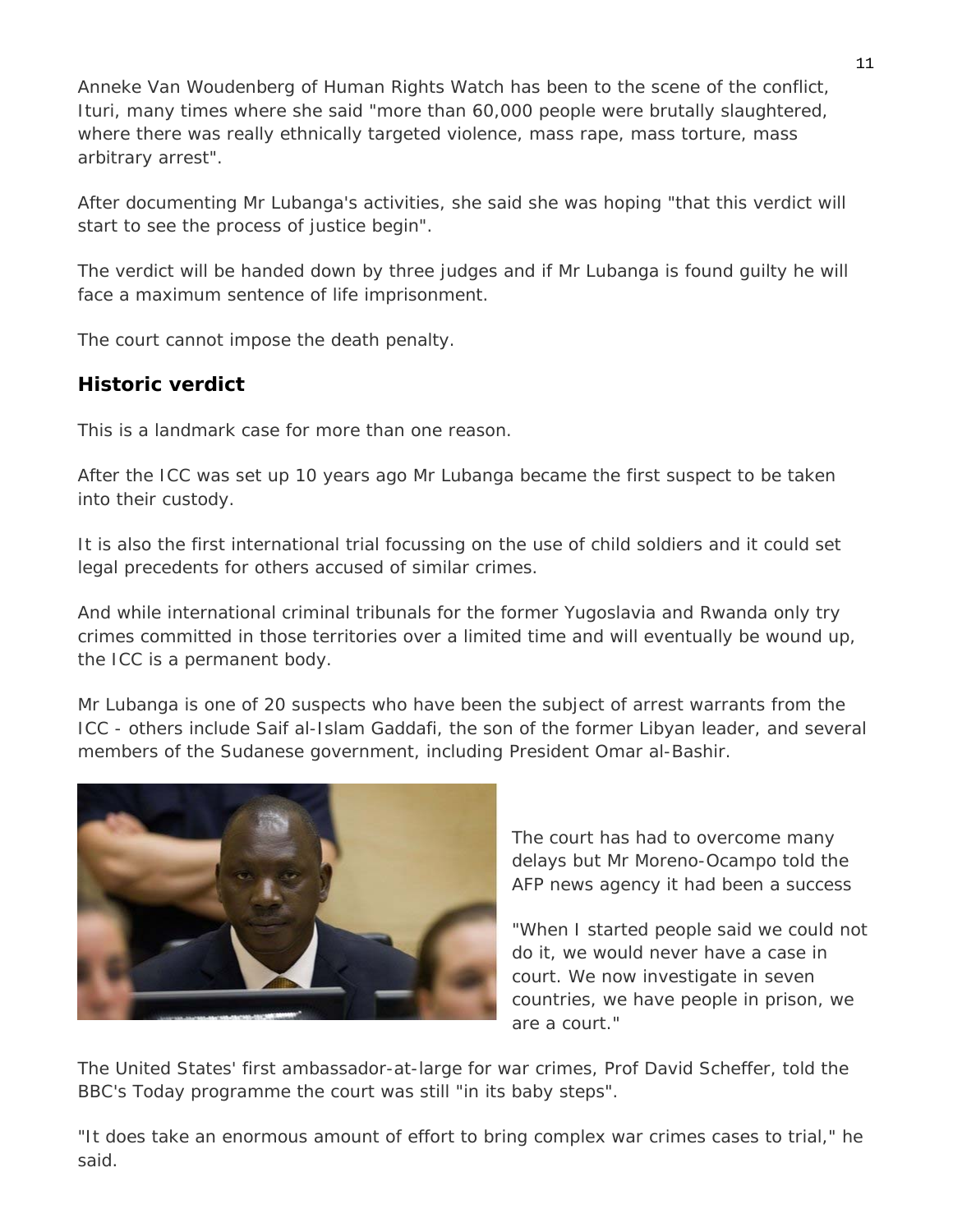Anneke Van Woudenberg of Human Rights Watch has been to the scene of the conflict, Ituri, many times where she said "more than 60,000 people were brutally slaughtered, where there was really ethnically targeted violence, mass rape, mass torture, mass arbitrary arrest".

After documenting Mr Lubanga's activities, she said she was hoping "that this verdict will start to see the process of justice begin".

The verdict will be handed down by three judges and if Mr Lubanga is found guilty he will face a maximum sentence of life imprisonment.

The court cannot impose the death penalty.

## Historic verdict

This is a landmark case for more than one reason.

After the ICC was set up 10 years ago Mr Lubanga became the first suspect to be taken into their custody.

It is also the first international trial focussing on the use of child soldiers and it could set legal precedents for others accused of similar crimes.

And while international criminal tribunals for the former Yugoslavia and Rwanda only try crimes committed in those territories over a limited time and will eventually be wound up, the ICC is a permanent body.

Mr Lubanga is one of 20 suspects who have been the subject of arrest warrants from the ICC - others include Saif al-Islam Gaddafi, the son of the former Libyan leader, and several members of the Sudanese government, including President Omar al-Bashir.

The court has had to overcome many delays but Mr Moreno-Ocampo told the AFP news agency it had been a success

"When I started people said we could not do it, we would never have a case in court. We now investigate in seven countries, we have people in prison, we are a court."

The United States' first ambassador-at-large for war crimes, Prof David Scheffer, told the BBC's Today programme the court was still "in its baby steps".

"It does take an enormous amount of effort to bring complex war crimes cases to trial," he said.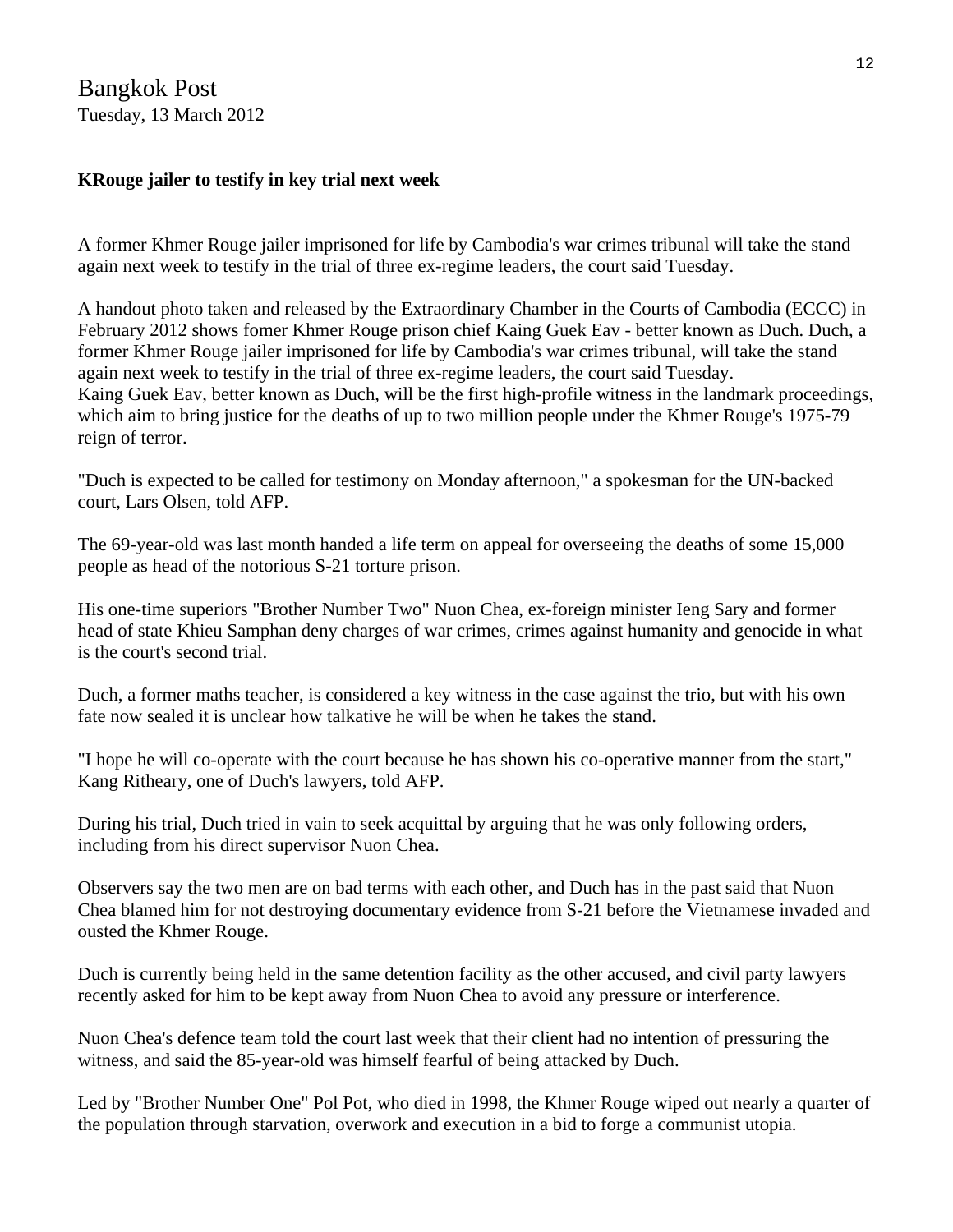Bangkok Post
Tuesday, 13 March 2012

**KRouge jailer to testify in key trial next week**

A former Khmer Rouge jailer imprisoned for life by Cambodia's war crimes tribunal will take the stand again next week to testify in the trial of three ex-regime leaders, the court said Tuesday.

A handout photo taken and released by the Extraordinary Chamber in the Courts of Cambodia (ECCC) in February 2012 shows fomer Khmer Rouge prison chief Kaing Guek Eav - better known as Duch. Duch, a former Khmer Rouge jailer imprisoned for life by Cambodia's war crimes tribunal, will take the stand again next week to testify in the trial of three ex-regime leaders, the court said Tuesday.
Kaing Guek Eav, better known as Duch, will be the first high-profile witness in the landmark proceedings, which aim to bring justice for the deaths of up to two million people under the Khmer Rouge's 1975-79 reign of terror.

"Duch is expected to be called for testimony on Monday afternoon," a spokesman for the UN-backed court, Lars Olsen, told AFP.

The 69-year-old was last month handed a life term on appeal for overseeing the deaths of some 15,000 people as head of the notorious S-21 torture prison.

His one-time superiors "Brother Number Two" Nuon Chea, ex-foreign minister Ieng Sary and former head of state Khieu Samphan deny charges of war crimes, crimes against humanity and genocide in what is the court's second trial.

Duch, a former maths teacher, is considered a key witness in the case against the trio, but with his own fate now sealed it is unclear how talkative he will be when he takes the stand.

"I hope he will co-operate with the court because he has shown his co-operative manner from the start," Kang Ritheary, one of Duch's lawyers, told AFP.

During his trial, Duch tried in vain to seek acquittal by arguing that he was only following orders, including from his direct supervisor Nuon Chea.

Observers say the two men are on bad terms with each other, and Duch has in the past said that Nuon Chea blamed him for not destroying documentary evidence from S-21 before the Vietnamese invaded and ousted the Khmer Rouge.

Duch is currently being held in the same detention facility as the other accused, and civil party lawyers recently asked for him to be kept away from Nuon Chea to avoid any pressure or interference.

Nuon Chea's defence team told the court last week that their client had no intention of pressuring the witness, and said the 85-year-old was himself fearful of being attacked by Duch.

Led by "Brother Number One" Pol Pot, who died in 1998, the Khmer Rouge wiped out nearly a quarter of the population through starvation, overwork and execution in a bid to forge a communist utopia.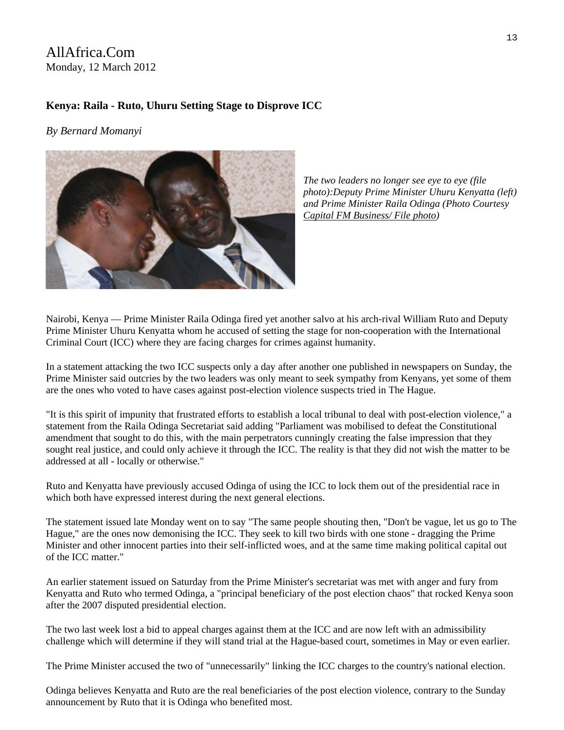AllAfrica.Com
Monday, 12 March 2012

**Kenya: Raila - Ruto, Uhuru Setting Stage to Disprove ICC**

*By Bernard Momanyi*

*The two leaders no longer see eye to eye (file photo):Deputy Prime Minister Uhuru Kenyatta (left) and Prime Minister Raila Odinga (Photo Courtesy Capital FM Business/ File photo)*

Nairobi, Kenya — Prime Minister Raila Odinga fired yet another salvo at his arch-rival William Ruto and Deputy Prime Minister Uhuru Kenyatta whom he accused of setting the stage for non-cooperation with the International Criminal Court (ICC) where they are facing charges for crimes against humanity.

In a statement attacking the two ICC suspects only a day after another one published in newspapers on Sunday, the Prime Minister said outcries by the two leaders was only meant to seek sympathy from Kenyans, yet some of them are the ones who voted to have cases against post-election violence suspects tried in The Hague.

"It is this spirit of impunity that frustrated efforts to establish a local tribunal to deal with post-election violence," a statement from the Raila Odinga Secretariat said adding "Parliament was mobilised to defeat the Constitutional amendment that sought to do this, with the main perpetrators cunningly creating the false impression that they sought real justice, and could only achieve it through the ICC. The reality is that they did not wish the matter to be addressed at all - locally or otherwise."

Ruto and Kenyatta have previously accused Odinga of using the ICC to lock them out of the presidential race in which both have expressed interest during the next general elections.

The statement issued late Monday went on to say "The same people shouting then, "Don't be vague, let us go to The Hague," are the ones now demonising the ICC. They seek to kill two birds with one stone - dragging the Prime Minister and other innocent parties into their self-inflicted woes, and at the same time making political capital out of the ICC matter."

An earlier statement issued on Saturday from the Prime Minister's secretariat was met with anger and fury from Kenyatta and Ruto who termed Odinga, a "principal beneficiary of the post election chaos" that rocked Kenya soon after the 2007 disputed presidential election.

The two last week lost a bid to appeal charges against them at the ICC and are now left with an admissibility challenge which will determine if they will stand trial at the Hague-based court, sometimes in May or even earlier.

The Prime Minister accused the two of "unnecessarily" linking the ICC charges to the country's national election.

Odinga believes Kenyatta and Ruto are the real beneficiaries of the post election violence, contrary to the Sunday announcement by Ruto that it is Odinga who benefited most.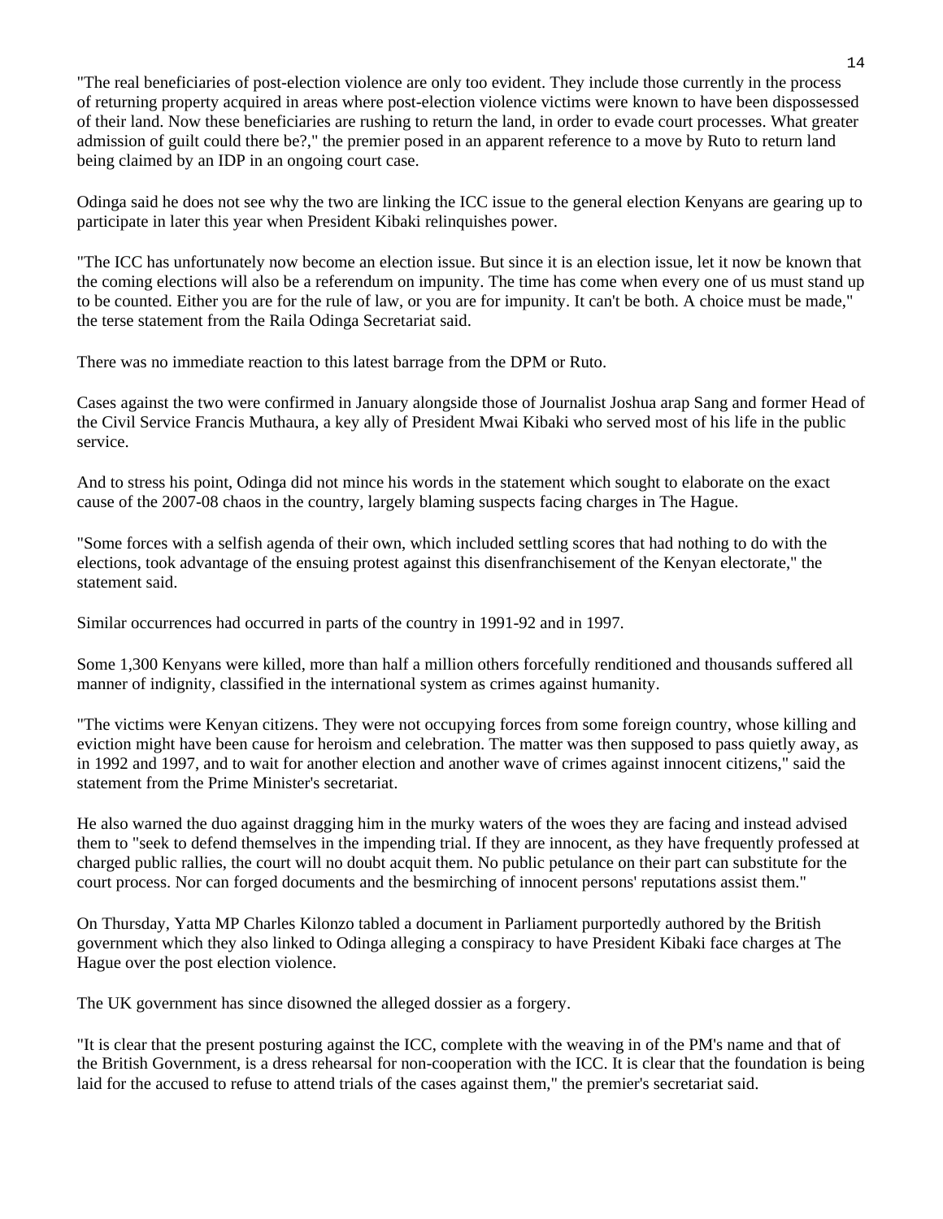"The real beneficiaries of post-election violence are only too evident. They include those currently in the process of returning property acquired in areas where post-election violence victims were known to have been dispossessed of their land. Now these beneficiaries are rushing to return the land, in order to evade court processes. What greater admission of guilt could there be?," the premier posed in an apparent reference to a move by Ruto to return land being claimed by an IDP in an ongoing court case.

Odinga said he does not see why the two are linking the ICC issue to the general election Kenyans are gearing up to participate in later this year when President Kibaki relinquishes power.

"The ICC has unfortunately now become an election issue. But since it is an election issue, let it now be known that the coming elections will also be a referendum on impunity. The time has come when every one of us must stand up to be counted. Either you are for the rule of law, or you are for impunity. It can't be both. A choice must be made," the terse statement from the Raila Odinga Secretariat said.

There was no immediate reaction to this latest barrage from the DPM or Ruto.

Cases against the two were confirmed in January alongside those of Journalist Joshua arap Sang and former Head of the Civil Service Francis Muthaura, a key ally of President Mwai Kibaki who served most of his life in the public service.

And to stress his point, Odinga did not mince his words in the statement which sought to elaborate on the exact cause of the 2007-08 chaos in the country, largely blaming suspects facing charges in The Hague.

"Some forces with a selfish agenda of their own, which included settling scores that had nothing to do with the elections, took advantage of the ensuing protest against this disenfranchisement of the Kenyan electorate," the statement said.

Similar occurrences had occurred in parts of the country in 1991-92 and in 1997.

Some 1,300 Kenyans were killed, more than half a million others forcefully renditioned and thousands suffered all manner of indignity, classified in the international system as crimes against humanity.

"The victims were Kenyan citizens. They were not occupying forces from some foreign country, whose killing and eviction might have been cause for heroism and celebration. The matter was then supposed to pass quietly away, as in 1992 and 1997, and to wait for another election and another wave of crimes against innocent citizens," said the statement from the Prime Minister's secretariat.

He also warned the duo against dragging him in the murky waters of the woes they are facing and instead advised them to "seek to defend themselves in the impending trial. If they are innocent, as they have frequently professed at charged public rallies, the court will no doubt acquit them. No public petulance on their part can substitute for the court process. Nor can forged documents and the besmirching of innocent persons' reputations assist them."

On Thursday, Yatta MP Charles Kilonzo tabled a document in Parliament purportedly authored by the British government which they also linked to Odinga alleging a conspiracy to have President Kibaki face charges at The Hague over the post election violence.

The UK government has since disowned the alleged dossier as a forgery.

"It is clear that the present posturing against the ICC, complete with the weaving in of the PM's name and that of the British Government, is a dress rehearsal for non-cooperation with the ICC. It is clear that the foundation is being laid for the accused to refuse to attend trials of the cases against them," the premier's secretariat said.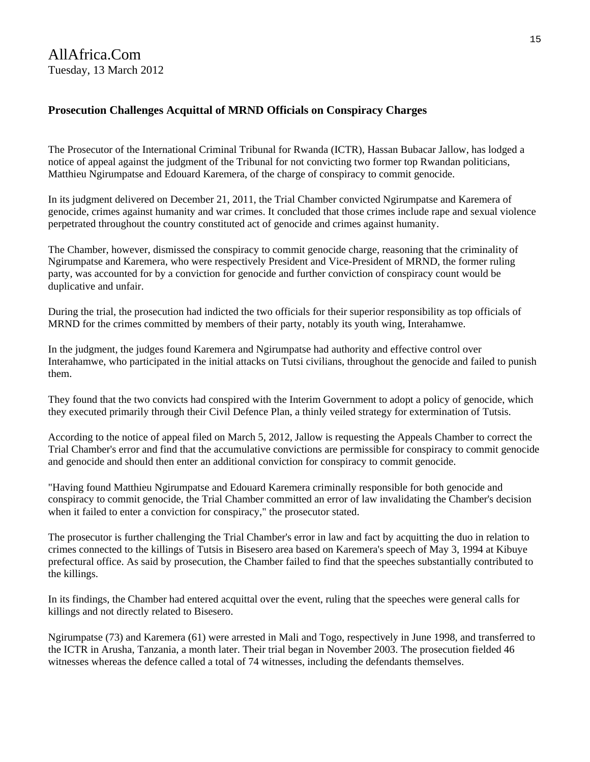AllAfrica.Com

Tuesday, 13 March 2012

**Prosecution Challenges Acquittal of MRND Officials on Conspiracy Charges**

The Prosecutor of the International Criminal Tribunal for Rwanda (ICTR), Hassan Bubacar Jallow, has lodged a notice of appeal against the judgment of the Tribunal for not convicting two former top Rwandan politicians, Matthieu Ngirumpatse and Edouard Karemera, of the charge of conspiracy to commit genocide.

In its judgment delivered on December 21, 2011, the Trial Chamber convicted Ngirumpatse and Karemera of genocide, crimes against humanity and war crimes. It concluded that those crimes include rape and sexual violence perpetrated throughout the country constituted act of genocide and crimes against humanity.

The Chamber, however, dismissed the conspiracy to commit genocide charge, reasoning that the criminality of Ngirumpatse and Karemera, who were respectively President and Vice-President of MRND, the former ruling party, was accounted for by a conviction for genocide and further conviction of conspiracy count would be duplicative and unfair.

During the trial, the prosecution had indicted the two officials for their superior responsibility as top officials of MRND for the crimes committed by members of their party, notably its youth wing, Interahamwe.

In the judgment, the judges found Karemera and Ngirumpatse had authority and effective control over Interahamwe, who participated in the initial attacks on Tutsi civilians, throughout the genocide and failed to punish them.

They found that the two convicts had conspired with the Interim Government to adopt a policy of genocide, which they executed primarily through their Civil Defence Plan, a thinly veiled strategy for extermination of Tutsis.

According to the notice of appeal filed on March 5, 2012, Jallow is requesting the Appeals Chamber to correct the Trial Chamber's error and find that the accumulative convictions are permissible for conspiracy to commit genocide and genocide and should then enter an additional conviction for conspiracy to commit genocide.

"Having found Matthieu Ngirumpatse and Edouard Karemera criminally responsible for both genocide and conspiracy to commit genocide, the Trial Chamber committed an error of law invalidating the Chamber's decision when it failed to enter a conviction for conspiracy," the prosecutor stated.

The prosecutor is further challenging the Trial Chamber's error in law and fact by acquitting the duo in relation to crimes connected to the killings of Tutsis in Bisesero area based on Karemera's speech of May 3, 1994 at Kibuye prefectural office. As said by prosecution, the Chamber failed to find that the speeches substantially contributed to the killings.

In its findings, the Chamber had entered acquittal over the event, ruling that the speeches were general calls for killings and not directly related to Bisesero.

Ngirumpatse (73) and Karemera (61) were arrested in Mali and Togo, respectively in June 1998, and transferred to the ICTR in Arusha, Tanzania, a month later. Their trial began in November 2003. The prosecution fielded 46 witnesses whereas the defence called a total of 74 witnesses, including the defendants themselves.